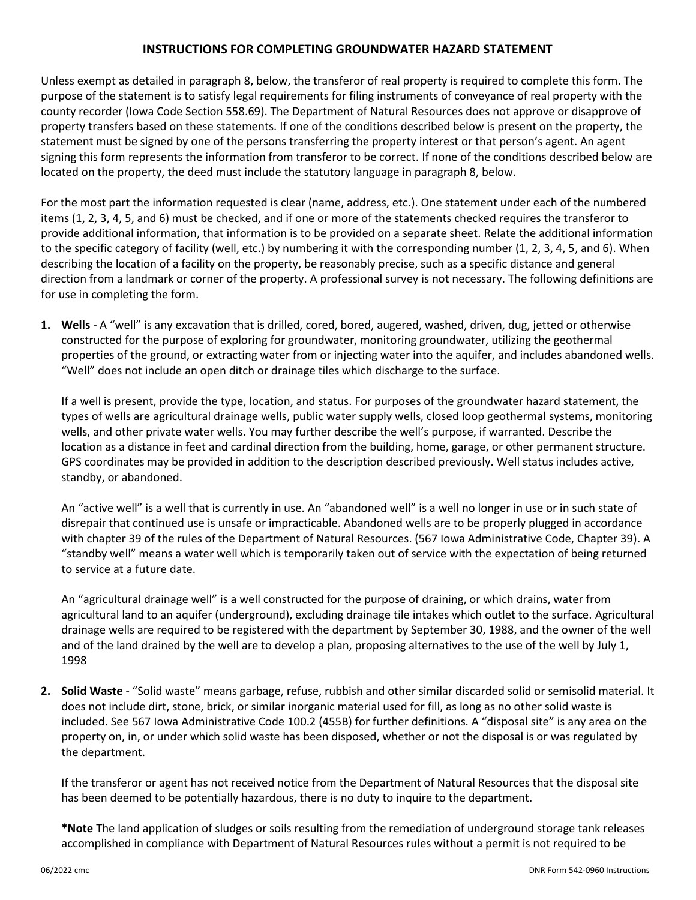## INSTRUCTIONS FOR COMPLETING GROUNDWATER HAZARD STATEMENT

Unless exempt as detailed in paragraph 8, below, the transferor of real property is required to complete this form. The purpose of the statement is to satisfy legal requirements for filing instruments of conveyance of real property with the county recorder (Iowa Code Section 558.69). The Department of Natural Resources does not approve or disapprove of property transfers based on these statements. If one of the conditions described below is present on the property, the statement must be signed by one of the persons transferring the property interest or that person's agent. An agent signing this form represents the information from transferor to be correct. If none of the conditions described below are located on the property, the deed must include the statutory language in paragraph 8, below.

For the most part the information requested is clear (name, address, etc.). One statement under each of the numbered items (1, 2, 3, 4, 5, and 6) must be checked, and if one or more of the statements checked requires the transferor to provide additional information, that information is to be provided on a separate sheet. Relate the additional information to the specific category of facility (well, etc.) by numbering it with the corresponding number (1, 2, 3, 4, 5, and 6). When describing the location of a facility on the property, be reasonably precise, such as a specific distance and general direction from a landmark or corner of the property. A professional survey is not necessary. The following definitions are for use in completing the form.

1. **Wells** - A "well" is any excavation that is drilled, cored, bored, augered, washed, driven, dug, jetted or otherwise constructed for the purpose of exploring for groundwater, monitoring groundwater, utilizing the geothermal properties of the ground, or extracting water from or injecting water into the aquifer, and includes abandoned wells. "Well" does not include an open ditch or drainage tiles which discharge to the surface.

   If a well is present, provide the type, location, and status. For purposes of the groundwater hazard statement, the types of wells are agricultural drainage wells, public water supply wells, closed loop geothermal systems, monitoring wells, and other private water wells. You may further describe the well's purpose, if warranted. Describe the location as a distance in feet and cardinal direction from the building, home, garage, or other permanent structure. GPS coordinates may be provided in addition to the description described previously. Well status includes active, standby, or abandoned.

   An "active well" is a well that is currently in use. An "abandoned well" is a well no longer in use or in such state of disrepair that continued use is unsafe or impracticable. Abandoned wells are to be properly plugged in accordance with chapter 39 of the rules of the Department of Natural Resources. (567 Iowa Administrative Code, Chapter 39). A "standby well" means a water well which is temporarily taken out of service with the expectation of being returned to service at a future date.

   An "agricultural drainage well" is a well constructed for the purpose of draining, or which drains, water from agricultural land to an aquifer (underground), excluding drainage tile intakes which outlet to the surface. Agricultural drainage wells are required to be registered with the department by September 30, 1988, and the owner of the well and of the land drained by the well are to develop a plan, proposing alternatives to the use of the well by July 1, 1998

2. **Solid Waste** - "Solid waste" means garbage, refuse, rubbish and other similar discarded solid or semisolid material. It does not include dirt, stone, brick, or similar inorganic material used for fill, as long as no other solid waste is included. See 567 Iowa Administrative Code 100.2 (455B) for further definitions. A "disposal site" is any area on the property on, in, or under which solid waste has been disposed, whether or not the disposal is or was regulated by the department.

   If the transferor or agent has not received notice from the Department of Natural Resources that the disposal site has been deemed to be potentially hazardous, there is no duty to inquire to the department.

   ***Note** The land application of sludges or soils resulting from the remediation of underground storage tank releases accomplished in compliance with Department of Natural Resources rules without a permit is not required to be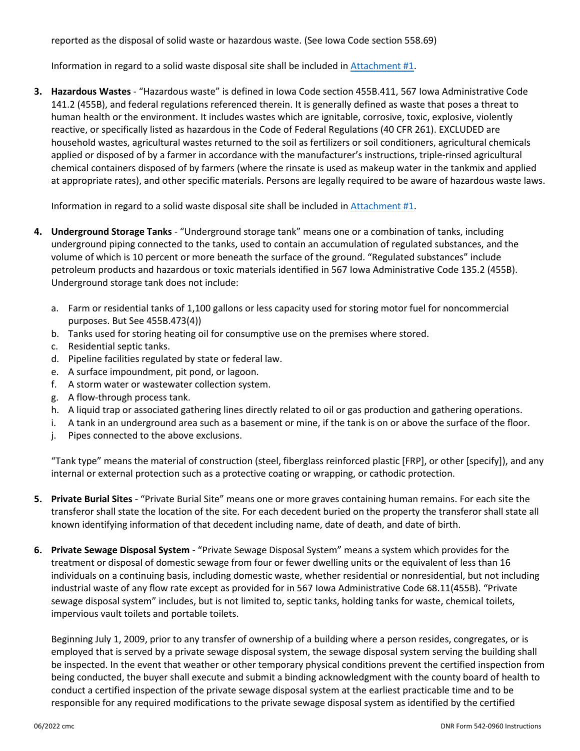reported as the disposal of solid waste or hazardous waste. (See Iowa Code section 558.69)

Information in regard to a solid waste disposal site shall be included in [Attachment #1](#).

3. **Hazardous Wastes** - "Hazardous waste" is defined in Iowa Code section 455B.411, 567 Iowa Administrative Code 141.2 (455B), and federal regulations referenced therein. It is generally defined as waste that poses a threat to human health or the environment. It includes wastes which are ignitable, corrosive, toxic, explosive, violently reactive, or specifically listed as hazardous in the Code of Federal Regulations (40 CFR 261). EXCLUDED are household wastes, agricultural wastes returned to the soil as fertilizers or soil conditioners, agricultural chemicals applied or disposed of by a farmer in accordance with the manufacturer's instructions, triple-rinsed agricultural chemical containers disposed of by farmers (where the rinsate is used as makeup water in the tankmix and applied at appropriate rates), and other specific materials. Persons are legally required to be aware of hazardous waste laws.

   Information in regard to a solid waste disposal site shall be included in [Attachment #1](#).

4. **Underground Storage Tanks** - "Underground storage tank" means one or a combination of tanks, including underground piping connected to the tanks, used to contain an accumulation of regulated substances, and the volume of which is 10 percent or more beneath the surface of the ground. "Regulated substances" include petroleum products and hazardous or toxic materials identified in 567 Iowa Administrative Code 135.2 (455B). Underground storage tank does not include:

   a. Farm or residential tanks of 1,100 gallons or less capacity used for storing motor fuel for noncommercial purposes. But See 455B.473(4))
   b. Tanks used for storing heating oil for consumptive use on the premises where stored.
   c. Residential septic tanks.
   d. Pipeline facilities regulated by state or federal law.
   e. A surface impoundment, pit pond, or lagoon.
   f. A storm water or wastewater collection system.
   g. A flow-through process tank.
   h. A liquid trap or associated gathering lines directly related to oil or gas production and gathering operations.
   i. A tank in an underground area such as a basement or mine, if the tank is on or above the surface of the floor.
   j. Pipes connected to the above exclusions.

   "Tank type" means the material of construction (steel, fiberglass reinforced plastic [FRP], or other [specify]), and any internal or external protection such as a protective coating or wrapping, or cathodic protection.

5. **Private Burial Sites** - "Private Burial Site" means one or more graves containing human remains. For each site the transferor shall state the location of the site. For each decedent buried on the property the transferor shall state all known identifying information of that decedent including name, date of death, and date of birth.

6. **Private Sewage Disposal System** - "Private Sewage Disposal System" means a system which provides for the treatment or disposal of domestic sewage from four or fewer dwelling units or the equivalent of less than 16 individuals on a continuing basis, including domestic waste, whether residential or nonresidential, but not including industrial waste of any flow rate except as provided for in 567 Iowa Administrative Code 68.11(455B). "Private sewage disposal system" includes, but is not limited to, septic tanks, holding tanks for waste, chemical toilets, impervious vault toilets and portable toilets.

   Beginning July 1, 2009, prior to any transfer of ownership of a building where a person resides, congregates, or is employed that is served by a private sewage disposal system, the sewage disposal system serving the building shall be inspected. In the event that weather or other temporary physical conditions prevent the certified inspection from being conducted, the buyer shall execute and submit a binding acknowledgment with the county board of health to conduct a certified inspection of the private sewage disposal system at the earliest practicable time and to be responsible for any required modifications to the private sewage disposal system as identified by the certified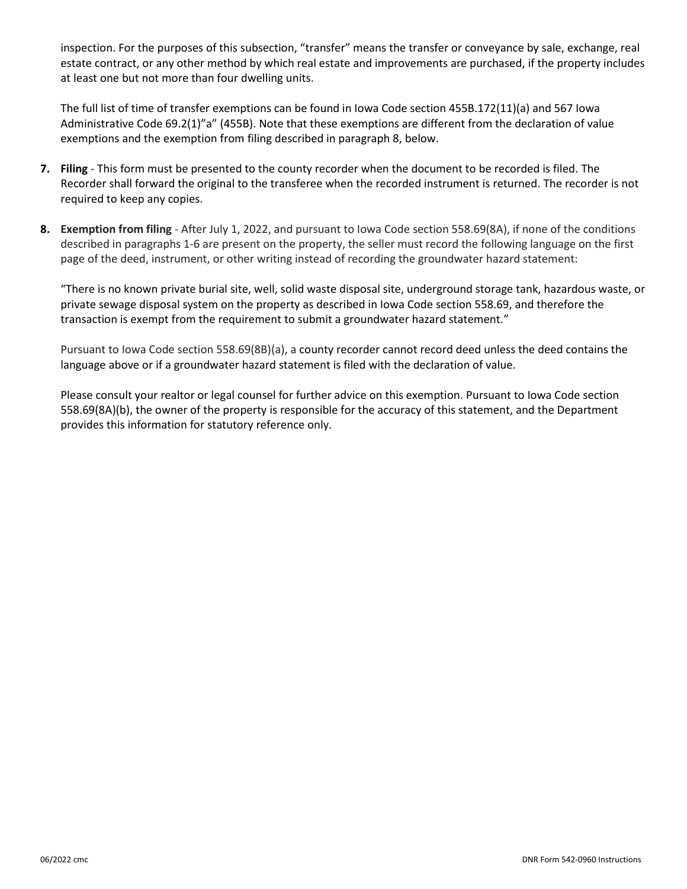inspection. For the purposes of this subsection, "transfer" means the transfer or conveyance by sale, exchange, real estate contract, or any other method by which real estate and improvements are purchased, if the property includes at least one but not more than four dwelling units.

The full list of time of transfer exemptions can be found in Iowa Code section 455B.172(11)(a) and 567 Iowa Administrative Code 69.2(1)"a" (455B). Note that these exemptions are different from the declaration of value exemptions and the exemption from filing described in paragraph 8, below.

7. **Filing** - This form must be presented to the county recorder when the document to be recorded is filed. The Recorder shall forward the original to the transferee when the recorded instrument is returned. The recorder is not required to keep any copies.

8. **Exemption from filing** - After July 1, 2022, and pursuant to Iowa Code section 558.69(8A), if none of the conditions described in paragraphs 1-6 are present on the property, the seller must record the following language on the first page of the deed, instrument, or other writing instead of recording the groundwater hazard statement:

   "There is no known private burial site, well, solid waste disposal site, underground storage tank, hazardous waste, or private sewage disposal system on the property as described in Iowa Code section 558.69, and therefore the transaction is exempt from the requirement to submit a groundwater hazard statement."

   Pursuant to Iowa Code section 558.69(8B)(a), a county recorder cannot record deed unless the deed contains the language above or if a groundwater hazard statement is filed with the declaration of value.

   Please consult your realtor or legal counsel for further advice on this exemption. Pursuant to Iowa Code section 558.69(8A)(b), the owner of the property is responsible for the accuracy of this statement, and the Department provides this information for statutory reference only.

06/2022 cmc

DNR Form 542-0960 Instructions